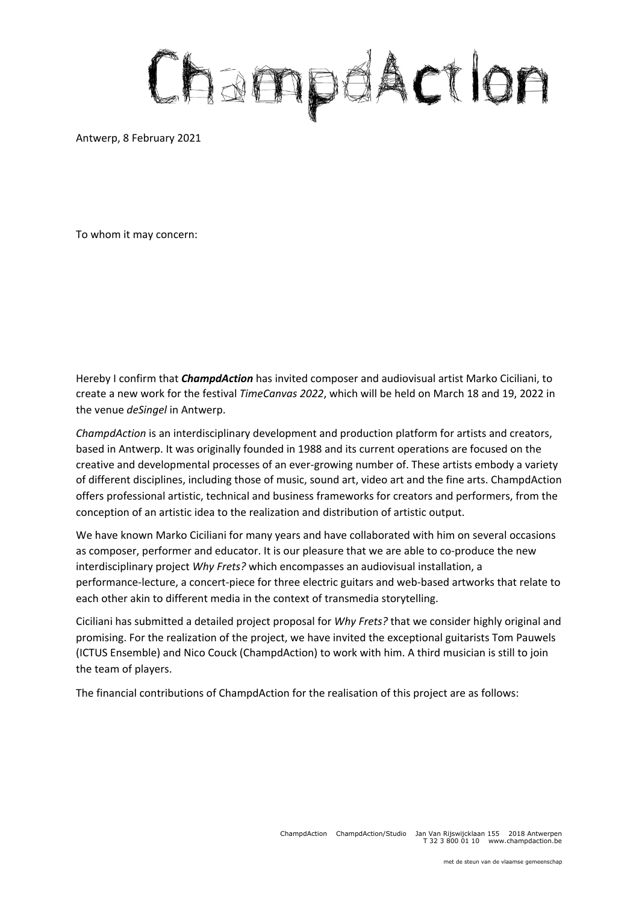# ChampdAction

Antwerp, 8 February 2021

To whom it may concern:

Hereby I confirm that ***ChampdAction*** has invited composer and audiovisual artist Marko Ciciliani, to create a new work for the festival *TimeCanvas 2022*, which will be held on March 18 and 19, 2022 in the venue *deSingel* in Antwerp.

*ChampdAction* is an interdisciplinary development and production platform for artists and creators, based in Antwerp. It was originally founded in 1988 and its current operations are focused on the creative and developmental processes of an ever-growing number of. These artists embody a variety of different disciplines, including those of music, sound art, video art and the fine arts. ChampdAction offers professional artistic, technical and business frameworks for creators and performers, from the conception of an artistic idea to the realization and distribution of artistic output.

We have known Marko Ciciliani for many years and have collaborated with him on several occasions as composer, performer and educator. It is our pleasure that we are able to co-produce the new interdisciplinary project *Why Frets?* which encompasses an audiovisual installation, a performance-lecture, a concert-piece for three electric guitars and web-based artworks that relate to each other akin to different media in the context of transmedia storytelling.

Ciciliani has submitted a detailed project proposal for *Why Frets?* that we consider highly original and promising. For the realization of the project, we have invited the exceptional guitarists Tom Pauwels (ICTUS Ensemble) and Nico Couck (ChampdAction) to work with him. A third musician is still to join the team of players.

The financial contributions of ChampdAction for the realisation of this project are as follows:

ChampdAction ChampdAction/Studio Jan Van Rijswijcklaan 155 2018 Antwerpen
T 32 3 800 01 10 www.champdaction.be

met de steun van de vlaamse gemeenschap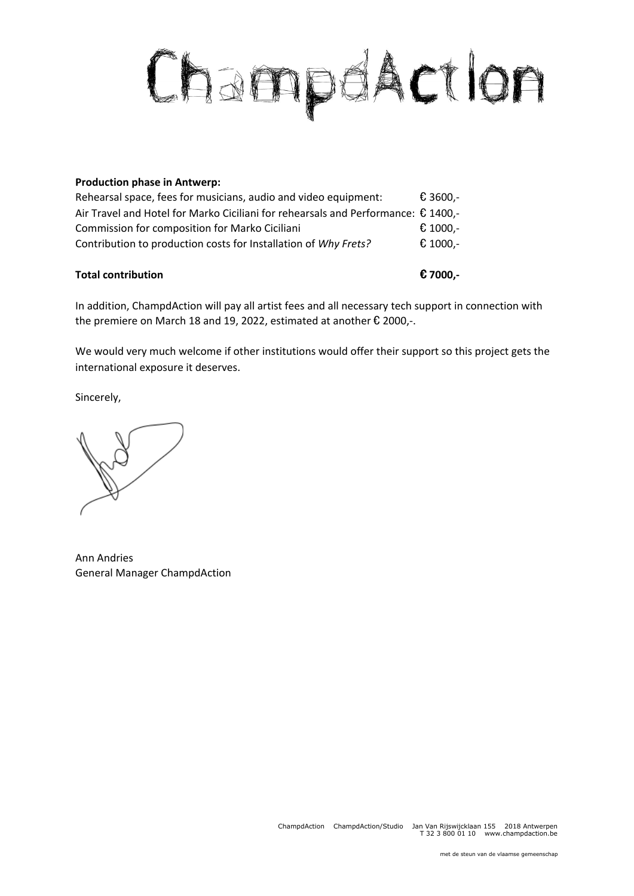ChampdAction

**Production phase in Antwerp:**

| | |
|---|---|
| Rehearsal space, fees for musicians, audio and video equipment: | € 3600,- |
| Air Travel and Hotel for Marko Ciciliani for rehearsals and Performance: | € 1400,- |
| Commission for composition for Marko Ciciliani | € 1000,- |
| Contribution to production costs for Installation of *Why Frets?* | € 1000,- |
| **Total contribution** | **€ 7000,-** |

In addition, ChampdAction will pay all artist fees and all necessary tech support in connection with the premiere on March 18 and 19, 2022, estimated at another € 2000,-.

We would very much welcome if other institutions would offer their support so this project gets the international exposure it deserves.

Sincerely,

Ann Andries
General Manager ChampdAction

ChampdAction ChampdAction/Studio Jan Van Rijswijcklaan 155 2018 Antwerpen
T 32 3 800 01 10 www.champdaction.be

met de steun van de vlaamse gemeenschap